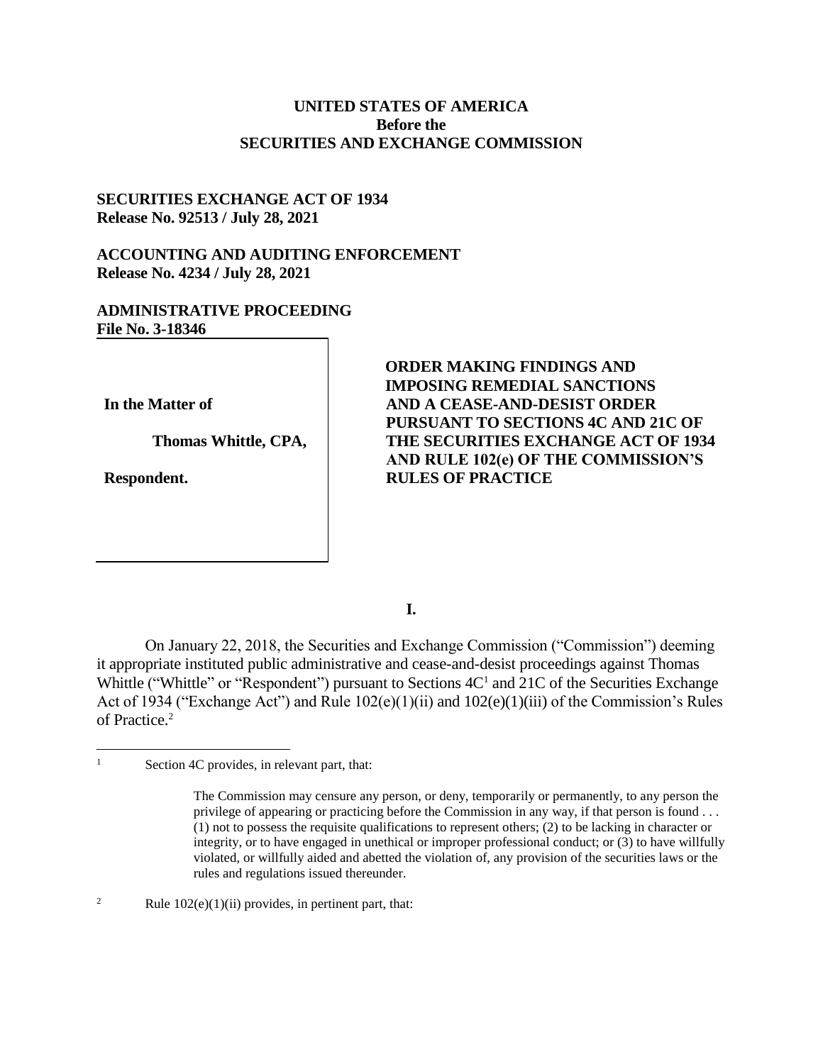**UNITED STATES OF AMERICA**
**Before the**
**SECURITIES AND EXCHANGE COMMISSION**

**SECURITIES EXCHANGE ACT OF 1934**
**Release No. 92513 / July 28, 2021**

**ACCOUNTING AND AUDITING ENFORCEMENT**
**Release No. 4234 / July 28, 2021**

**ADMINISTRATIVE PROCEEDING**
**File No. 3-18346**

| | |
|---|---|
| **In the Matter of**<br><br>**Thomas Whittle, CPA,**<br><br>**Respondent.** | **ORDER MAKING FINDINGS AND IMPOSING REMEDIAL SANCTIONS AND A CEASE-AND-DESIST ORDER PURSUANT TO SECTIONS 4C AND 21C OF THE SECURITIES EXCHANGE ACT OF 1934 AND RULE 102(e) OF THE COMMISSION'S RULES OF PRACTICE** |

**I.**

On January 22, 2018, the Securities and Exchange Commission ("Commission") deeming it appropriate instituted public administrative and cease-and-desist proceedings against Thomas Whittle ("Whittle" or "Respondent") pursuant to Sections 4C[1] and 21C of the Securities Exchange Act of 1934 ("Exchange Act") and Rule 102(e)(1)(ii) and 102(e)(1)(iii) of the Commission's Rules of Practice.[2]

---

[1] Section 4C provides, in relevant part, that:

> The Commission may censure any person, or deny, temporarily or permanently, to any person the privilege of appearing or practicing before the Commission in any way, if that person is found . . . (1) not to possess the requisite qualifications to represent others; (2) to be lacking in character or integrity, or to have engaged in unethical or improper professional conduct; or (3) to have willfully violated, or willfully aided and abetted the violation of, any provision of the securities laws or the rules and regulations issued thereunder.

[2] Rule 102(e)(1)(ii) provides, in pertinent part, that: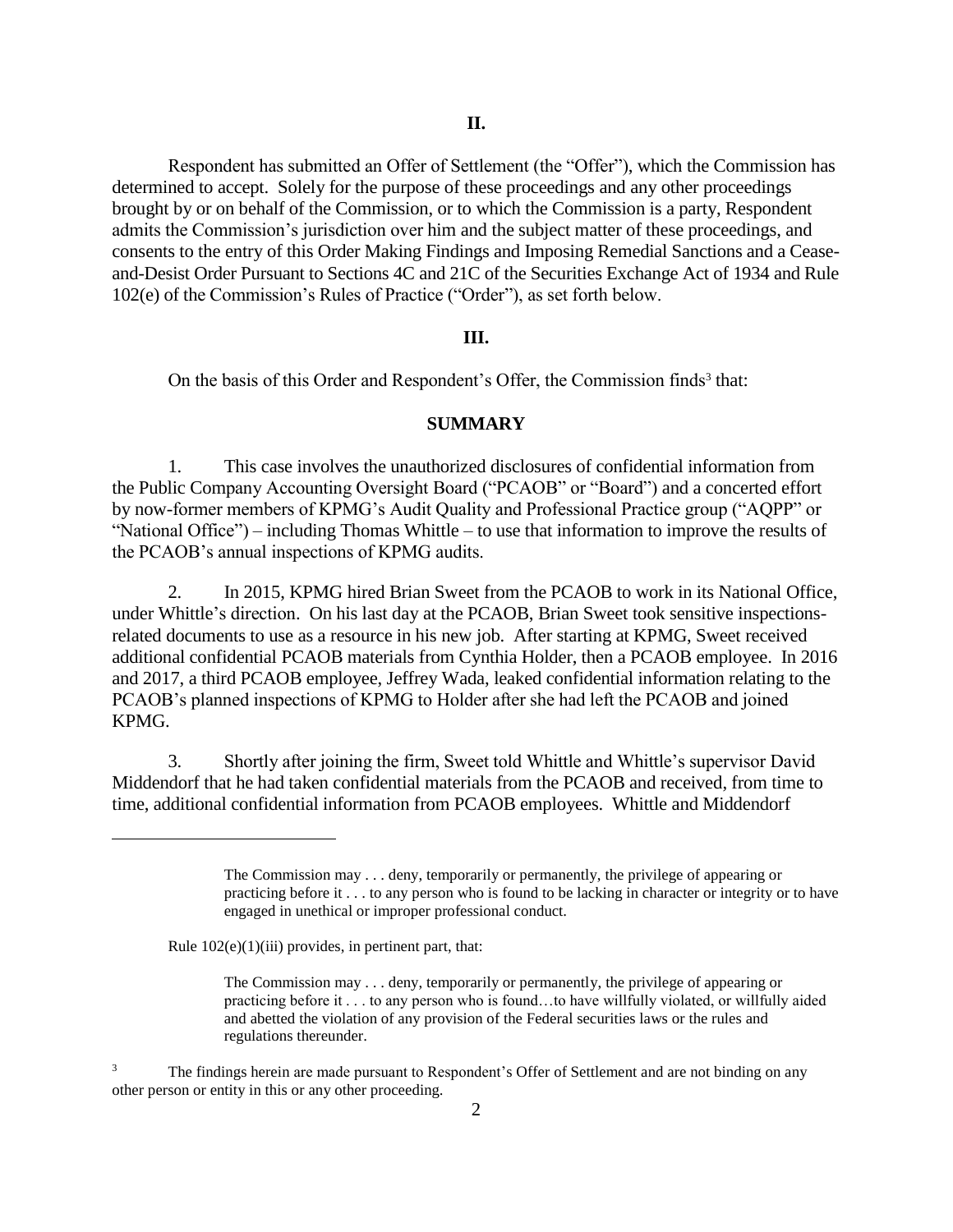## II.

Respondent has submitted an Offer of Settlement (the "Offer"), which the Commission has determined to accept. Solely for the purpose of these proceedings and any other proceedings brought by or on behalf of the Commission, or to which the Commission is a party, Respondent admits the Commission's jurisdiction over him and the subject matter of these proceedings, and consents to the entry of this Order Making Findings and Imposing Remedial Sanctions and a Cease-and-Desist Order Pursuant to Sections 4C and 21C of the Securities Exchange Act of 1934 and Rule 102(e) of the Commission's Rules of Practice ("Order"), as set forth below.

## III.

On the basis of this Order and Respondent's Offer, the Commission finds[3] that:

### SUMMARY

1. This case involves the unauthorized disclosures of confidential information from the Public Company Accounting Oversight Board ("PCAOB" or "Board") and a concerted effort by now-former members of KPMG's Audit Quality and Professional Practice group ("AQPP" or "National Office") – including Thomas Whittle – to use that information to improve the results of the PCAOB's annual inspections of KPMG audits.

2. In 2015, KPMG hired Brian Sweet from the PCAOB to work in its National Office, under Whittle's direction. On his last day at the PCAOB, Brian Sweet took sensitive inspections-related documents to use as a resource in his new job. After starting at KPMG, Sweet received additional confidential PCAOB materials from Cynthia Holder, then a PCAOB employee. In 2016 and 2017, a third PCAOB employee, Jeffrey Wada, leaked confidential information relating to the PCAOB's planned inspections of KPMG to Holder after she had left the PCAOB and joined KPMG.

3. Shortly after joining the firm, Sweet told Whittle and Whittle's supervisor David Middendorf that he had taken confidential materials from the PCAOB and received, from time to time, additional confidential information from PCAOB employees. Whittle and Middendorf

---

> The Commission may . . . deny, temporarily or permanently, the privilege of appearing or practicing before it . . . to any person who is found to be lacking in character or integrity or to have engaged in unethical or improper professional conduct.

Rule 102(e)(1)(iii) provides, in pertinent part, that:

> The Commission may . . . deny, temporarily or permanently, the privilege of appearing or practicing before it . . . to any person who is found…to have willfully violated, or willfully aided and abetted the violation of any provision of the Federal securities laws or the rules and regulations thereunder.

[3] The findings herein are made pursuant to Respondent's Offer of Settlement and are not binding on any other person or entity in this or any other proceeding.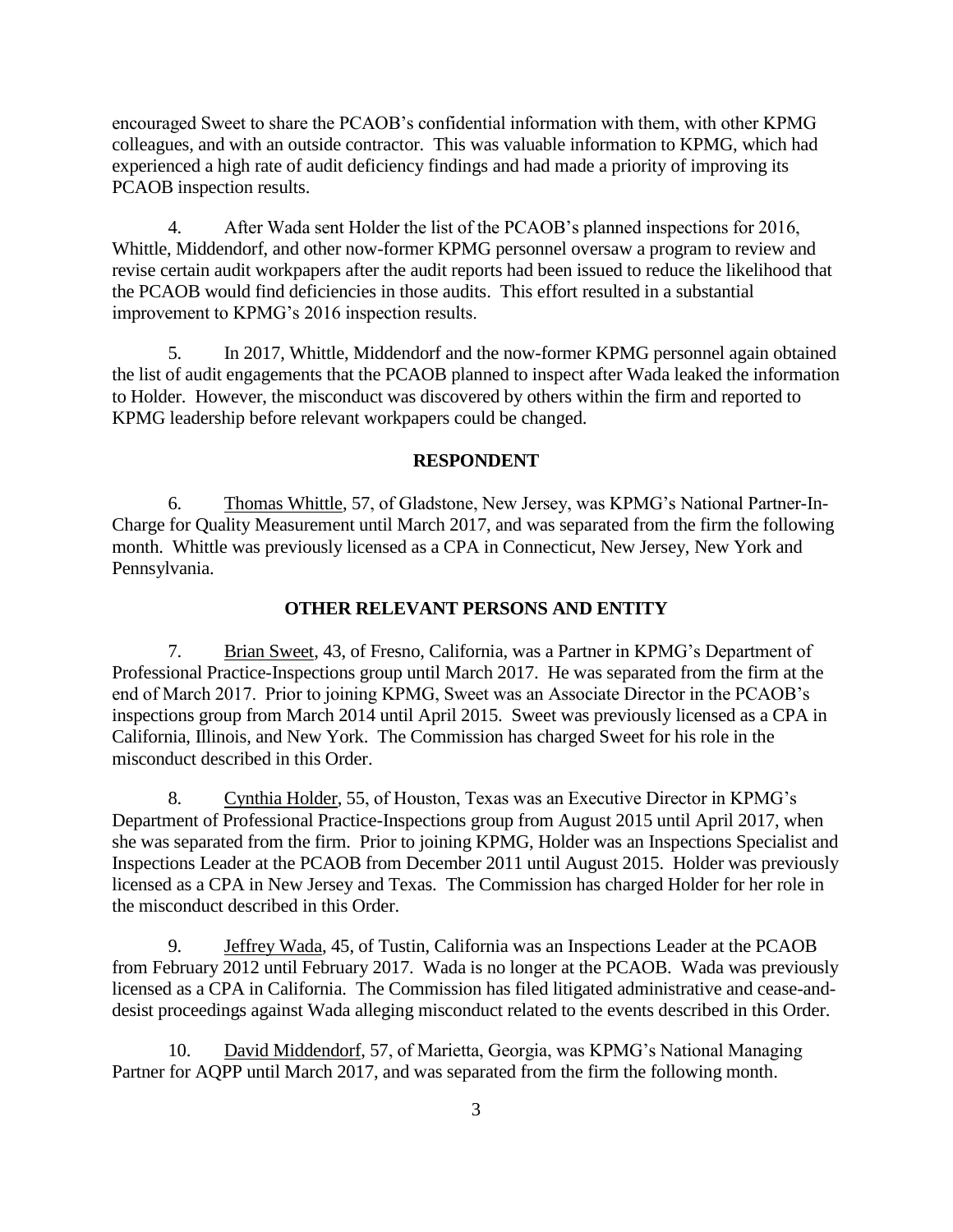encouraged Sweet to share the PCAOB's confidential information with them, with other KPMG colleagues, and with an outside contractor. This was valuable information to KPMG, which had experienced a high rate of audit deficiency findings and had made a priority of improving its PCAOB inspection results.

4. After Wada sent Holder the list of the PCAOB's planned inspections for 2016, Whittle, Middendorf, and other now-former KPMG personnel oversaw a program to review and revise certain audit workpapers after the audit reports had been issued to reduce the likelihood that the PCAOB would find deficiencies in those audits. This effort resulted in a substantial improvement to KPMG's 2016 inspection results.

5. In 2017, Whittle, Middendorf and the now-former KPMG personnel again obtained the list of audit engagements that the PCAOB planned to inspect after Wada leaked the information to Holder. However, the misconduct was discovered by others within the firm and reported to KPMG leadership before relevant workpapers could be changed.

## RESPONDENT

6. Thomas Whittle, 57, of Gladstone, New Jersey, was KPMG's National Partner-In-Charge for Quality Measurement until March 2017, and was separated from the firm the following month. Whittle was previously licensed as a CPA in Connecticut, New Jersey, New York and Pennsylvania.

## OTHER RELEVANT PERSONS AND ENTITY

7. Brian Sweet, 43, of Fresno, California, was a Partner in KPMG's Department of Professional Practice-Inspections group until March 2017. He was separated from the firm at the end of March 2017. Prior to joining KPMG, Sweet was an Associate Director in the PCAOB's inspections group from March 2014 until April 2015. Sweet was previously licensed as a CPA in California, Illinois, and New York. The Commission has charged Sweet for his role in the misconduct described in this Order.

8. Cynthia Holder, 55, of Houston, Texas was an Executive Director in KPMG's Department of Professional Practice-Inspections group from August 2015 until April 2017, when she was separated from the firm. Prior to joining KPMG, Holder was an Inspections Specialist and Inspections Leader at the PCAOB from December 2011 until August 2015. Holder was previously licensed as a CPA in New Jersey and Texas. The Commission has charged Holder for her role in the misconduct described in this Order.

9. Jeffrey Wada, 45, of Tustin, California was an Inspections Leader at the PCAOB from February 2012 until February 2017. Wada is no longer at the PCAOB. Wada was previously licensed as a CPA in California. The Commission has filed litigated administrative and cease-and-desist proceedings against Wada alleging misconduct related to the events described in this Order.

10. David Middendorf, 57, of Marietta, Georgia, was KPMG's National Managing Partner for AQPP until March 2017, and was separated from the firm the following month.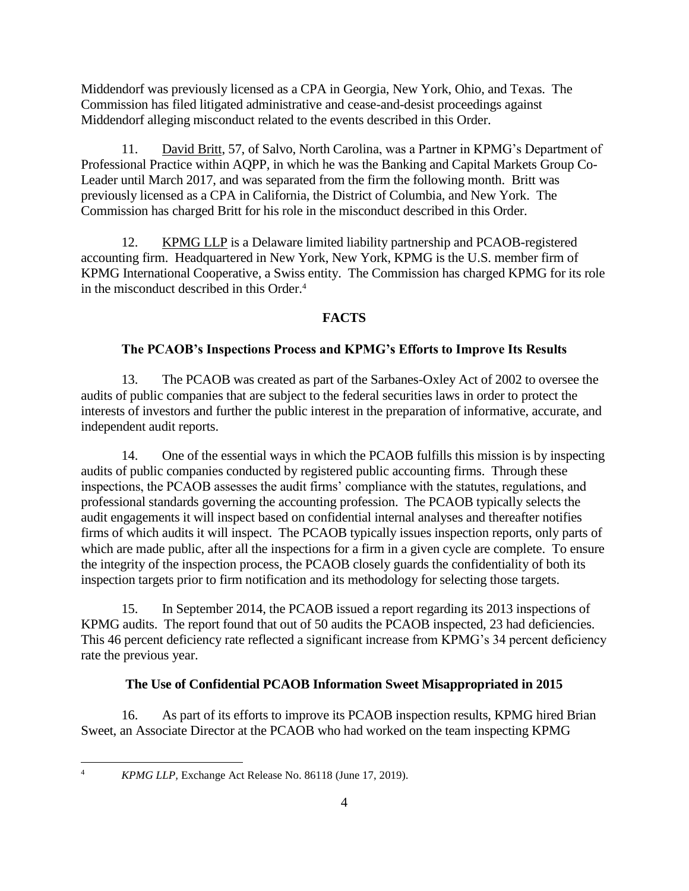Middendorf was previously licensed as a CPA in Georgia, New York, Ohio, and Texas. The Commission has filed litigated administrative and cease-and-desist proceedings against Middendorf alleging misconduct related to the events described in this Order.

11. David Britt, 57, of Salvo, North Carolina, was a Partner in KPMG's Department of Professional Practice within AQPP, in which he was the Banking and Capital Markets Group Co-Leader until March 2017, and was separated from the firm the following month. Britt was previously licensed as a CPA in California, the District of Columbia, and New York. The Commission has charged Britt for his role in the misconduct described in this Order.

12. KPMG LLP is a Delaware limited liability partnership and PCAOB-registered accounting firm. Headquartered in New York, New York, KPMG is the U.S. member firm of KPMG International Cooperative, a Swiss entity. The Commission has charged KPMG for its role in the misconduct described in this Order.[4]

## FACTS

### The PCAOB's Inspections Process and KPMG's Efforts to Improve Its Results

13. The PCAOB was created as part of the Sarbanes-Oxley Act of 2002 to oversee the audits of public companies that are subject to the federal securities laws in order to protect the interests of investors and further the public interest in the preparation of informative, accurate, and independent audit reports.

14. One of the essential ways in which the PCAOB fulfills this mission is by inspecting audits of public companies conducted by registered public accounting firms. Through these inspections, the PCAOB assesses the audit firms' compliance with the statutes, regulations, and professional standards governing the accounting profession. The PCAOB typically selects the audit engagements it will inspect based on confidential internal analyses and thereafter notifies firms of which audits it will inspect. The PCAOB typically issues inspection reports, only parts of which are made public, after all the inspections for a firm in a given cycle are complete. To ensure the integrity of the inspection process, the PCAOB closely guards the confidentiality of both its inspection targets prior to firm notification and its methodology for selecting those targets.

15. In September 2014, the PCAOB issued a report regarding its 2013 inspections of KPMG audits. The report found that out of 50 audits the PCAOB inspected, 23 had deficiencies. This 46 percent deficiency rate reflected a significant increase from KPMG's 34 percent deficiency rate the previous year.

### The Use of Confidential PCAOB Information Sweet Misappropriated in 2015

16. As part of its efforts to improve its PCAOB inspection results, KPMG hired Brian Sweet, an Associate Director at the PCAOB who had worked on the team inspecting KPMG

---

[4] *KPMG LLP*, Exchange Act Release No. 86118 (June 17, 2019).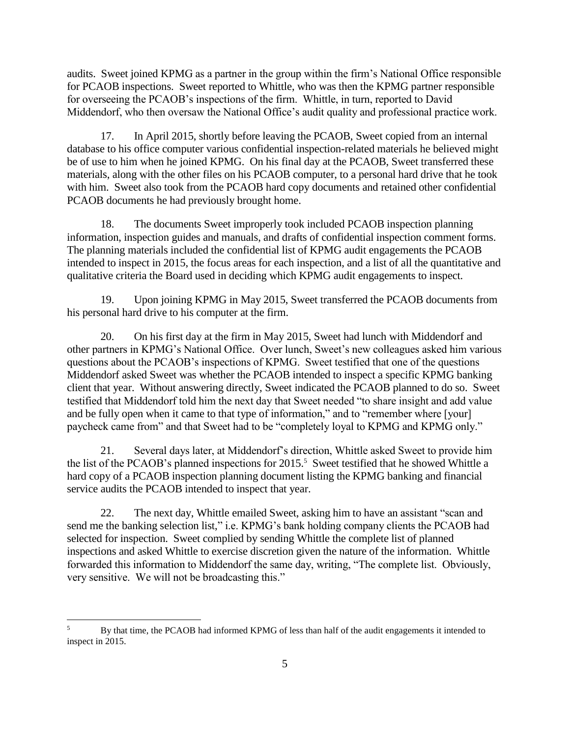audits. Sweet joined KPMG as a partner in the group within the firm's National Office responsible for PCAOB inspections. Sweet reported to Whittle, who was then the KPMG partner responsible for overseeing the PCAOB's inspections of the firm. Whittle, in turn, reported to David Middendorf, who then oversaw the National Office's audit quality and professional practice work.

17. In April 2015, shortly before leaving the PCAOB, Sweet copied from an internal database to his office computer various confidential inspection-related materials he believed might be of use to him when he joined KPMG. On his final day at the PCAOB, Sweet transferred these materials, along with the other files on his PCAOB computer, to a personal hard drive that he took with him. Sweet also took from the PCAOB hard copy documents and retained other confidential PCAOB documents he had previously brought home.

18. The documents Sweet improperly took included PCAOB inspection planning information, inspection guides and manuals, and drafts of confidential inspection comment forms. The planning materials included the confidential list of KPMG audit engagements the PCAOB intended to inspect in 2015, the focus areas for each inspection, and a list of all the quantitative and qualitative criteria the Board used in deciding which KPMG audit engagements to inspect.

19. Upon joining KPMG in May 2015, Sweet transferred the PCAOB documents from his personal hard drive to his computer at the firm.

20. On his first day at the firm in May 2015, Sweet had lunch with Middendorf and other partners in KPMG's National Office. Over lunch, Sweet's new colleagues asked him various questions about the PCAOB's inspections of KPMG. Sweet testified that one of the questions Middendorf asked Sweet was whether the PCAOB intended to inspect a specific KPMG banking client that year. Without answering directly, Sweet indicated the PCAOB planned to do so. Sweet testified that Middendorf told him the next day that Sweet needed "to share insight and add value and be fully open when it came to that type of information," and to "remember where [your] paycheck came from" and that Sweet had to be "completely loyal to KPMG and KPMG only."

21. Several days later, at Middendorf's direction, Whittle asked Sweet to provide him the list of the PCAOB's planned inspections for 2015.[5] Sweet testified that he showed Whittle a hard copy of a PCAOB inspection planning document listing the KPMG banking and financial service audits the PCAOB intended to inspect that year.

22. The next day, Whittle emailed Sweet, asking him to have an assistant "scan and send me the banking selection list," i.e. KPMG's bank holding company clients the PCAOB had selected for inspection. Sweet complied by sending Whittle the complete list of planned inspections and asked Whittle to exercise discretion given the nature of the information. Whittle forwarded this information to Middendorf the same day, writing, "The complete list. Obviously, very sensitive. We will not be broadcasting this."

[5] By that time, the PCAOB had informed KPMG of less than half of the audit engagements it intended to inspect in 2015.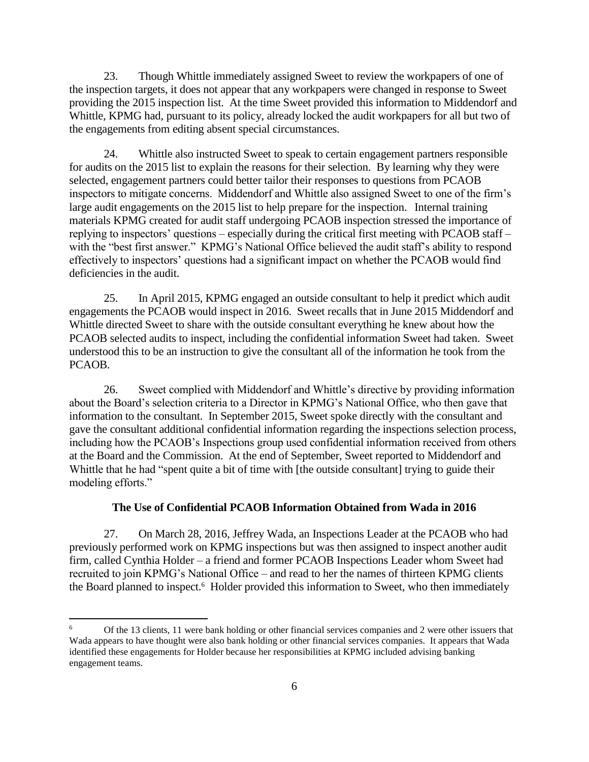23. Though Whittle immediately assigned Sweet to review the workpapers of one of the inspection targets, it does not appear that any workpapers were changed in response to Sweet providing the 2015 inspection list. At the time Sweet provided this information to Middendorf and Whittle, KPMG had, pursuant to its policy, already locked the audit workpapers for all but two of the engagements from editing absent special circumstances.

24. Whittle also instructed Sweet to speak to certain engagement partners responsible for audits on the 2015 list to explain the reasons for their selection. By learning why they were selected, engagement partners could better tailor their responses to questions from PCAOB inspectors to mitigate concerns. Middendorf and Whittle also assigned Sweet to one of the firm's large audit engagements on the 2015 list to help prepare for the inspection. Internal training materials KPMG created for audit staff undergoing PCAOB inspection stressed the importance of replying to inspectors' questions – especially during the critical first meeting with PCAOB staff – with the "best first answer." KPMG's National Office believed the audit staff's ability to respond effectively to inspectors' questions had a significant impact on whether the PCAOB would find deficiencies in the audit.

25. In April 2015, KPMG engaged an outside consultant to help it predict which audit engagements the PCAOB would inspect in 2016. Sweet recalls that in June 2015 Middendorf and Whittle directed Sweet to share with the outside consultant everything he knew about how the PCAOB selected audits to inspect, including the confidential information Sweet had taken. Sweet understood this to be an instruction to give the consultant all of the information he took from the PCAOB.

26. Sweet complied with Middendorf and Whittle's directive by providing information about the Board's selection criteria to a Director in KPMG's National Office, who then gave that information to the consultant. In September 2015, Sweet spoke directly with the consultant and gave the consultant additional confidential information regarding the inspections selection process, including how the PCAOB's Inspections group used confidential information received from others at the Board and the Commission. At the end of September, Sweet reported to Middendorf and Whittle that he had "spent quite a bit of time with [the outside consultant] trying to guide their modeling efforts."

### The Use of Confidential PCAOB Information Obtained from Wada in 2016

27. On March 28, 2016, Jeffrey Wada, an Inspections Leader at the PCAOB who had previously performed work on KPMG inspections but was then assigned to inspect another audit firm, called Cynthia Holder – a friend and former PCAOB Inspections Leader whom Sweet had recruited to join KPMG's National Office – and read to her the names of thirteen KPMG clients the Board planned to inspect.[6] Holder provided this information to Sweet, who then immediately

[6] Of the 13 clients, 11 were bank holding or other financial services companies and 2 were other issuers that Wada appears to have thought were also bank holding or other financial services companies. It appears that Wada identified these engagements for Holder because her responsibilities at KPMG included advising banking engagement teams.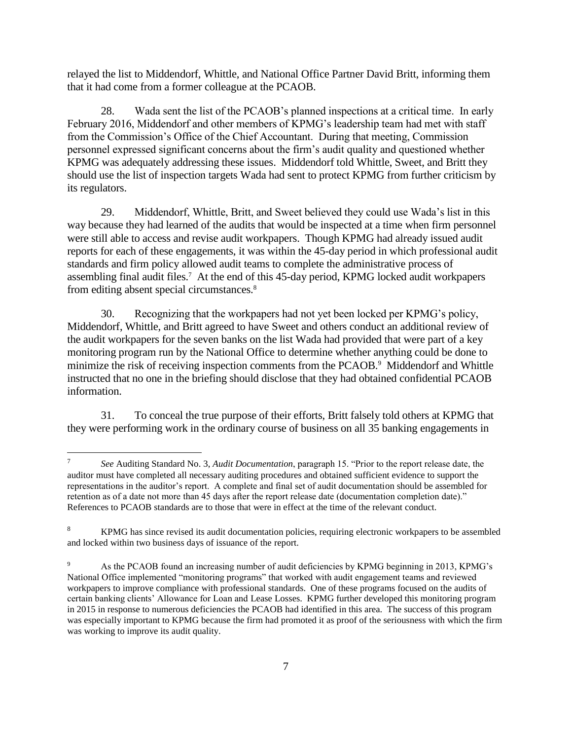relayed the list to Middendorf, Whittle, and National Office Partner David Britt, informing them that it had come from a former colleague at the PCAOB.

28. Wada sent the list of the PCAOB's planned inspections at a critical time. In early February 2016, Middendorf and other members of KPMG's leadership team had met with staff from the Commission's Office of the Chief Accountant. During that meeting, Commission personnel expressed significant concerns about the firm's audit quality and questioned whether KPMG was adequately addressing these issues. Middendorf told Whittle, Sweet, and Britt they should use the list of inspection targets Wada had sent to protect KPMG from further criticism by its regulators.

29. Middendorf, Whittle, Britt, and Sweet believed they could use Wada's list in this way because they had learned of the audits that would be inspected at a time when firm personnel were still able to access and revise audit workpapers. Though KPMG had already issued audit reports for each of these engagements, it was within the 45-day period in which professional audit standards and firm policy allowed audit teams to complete the administrative process of assembling final audit files.[7] At the end of this 45-day period, KPMG locked audit workpapers from editing absent special circumstances.[8]

30. Recognizing that the workpapers had not yet been locked per KPMG's policy, Middendorf, Whittle, and Britt agreed to have Sweet and others conduct an additional review of the audit workpapers for the seven banks on the list Wada had provided that were part of a key monitoring program run by the National Office to determine whether anything could be done to minimize the risk of receiving inspection comments from the PCAOB.[9] Middendorf and Whittle instructed that no one in the briefing should disclose that they had obtained confidential PCAOB information.

31. To conceal the true purpose of their efforts, Britt falsely told others at KPMG that they were performing work in the ordinary course of business on all 35 banking engagements in

---

[7] *See* Auditing Standard No. 3, *Audit Documentation*, paragraph 15. "Prior to the report release date, the auditor must have completed all necessary auditing procedures and obtained sufficient evidence to support the representations in the auditor's report. A complete and final set of audit documentation should be assembled for retention as of a date not more than 45 days after the report release date (documentation completion date)." References to PCAOB standards are to those that were in effect at the time of the relevant conduct.

[8] KPMG has since revised its audit documentation policies, requiring electronic workpapers to be assembled and locked within two business days of issuance of the report.

[9] As the PCAOB found an increasing number of audit deficiencies by KPMG beginning in 2013, KPMG's National Office implemented "monitoring programs" that worked with audit engagement teams and reviewed workpapers to improve compliance with professional standards. One of these programs focused on the audits of certain banking clients' Allowance for Loan and Lease Losses. KPMG further developed this monitoring program in 2015 in response to numerous deficiencies the PCAOB had identified in this area. The success of this program was especially important to KPMG because the firm had promoted it as proof of the seriousness with which the firm was working to improve its audit quality.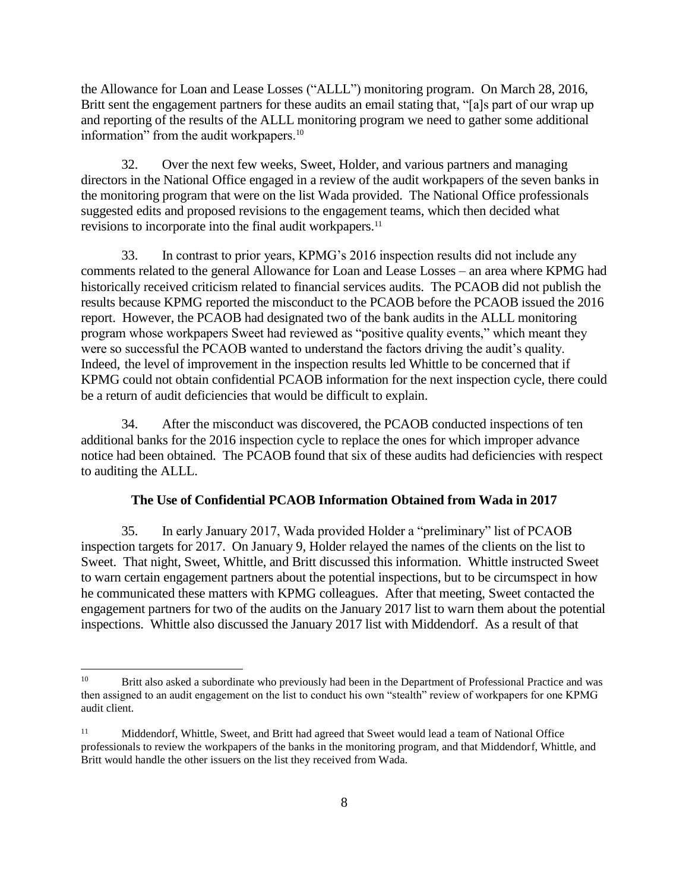the Allowance for Loan and Lease Losses ("ALLL") monitoring program. On March 28, 2016, Britt sent the engagement partners for these audits an email stating that, "[a]s part of our wrap up and reporting of the results of the ALLL monitoring program we need to gather some additional information" from the audit workpapers.[10]

32. Over the next few weeks, Sweet, Holder, and various partners and managing directors in the National Office engaged in a review of the audit workpapers of the seven banks in the monitoring program that were on the list Wada provided. The National Office professionals suggested edits and proposed revisions to the engagement teams, which then decided what revisions to incorporate into the final audit workpapers.[11]

33. In contrast to prior years, KPMG's 2016 inspection results did not include any comments related to the general Allowance for Loan and Lease Losses – an area where KPMG had historically received criticism related to financial services audits. The PCAOB did not publish the results because KPMG reported the misconduct to the PCAOB before the PCAOB issued the 2016 report. However, the PCAOB had designated two of the bank audits in the ALLL monitoring program whose workpapers Sweet had reviewed as "positive quality events," which meant they were so successful the PCAOB wanted to understand the factors driving the audit's quality. Indeed, the level of improvement in the inspection results led Whittle to be concerned that if KPMG could not obtain confidential PCAOB information for the next inspection cycle, there could be a return of audit deficiencies that would be difficult to explain.

34. After the misconduct was discovered, the PCAOB conducted inspections of ten additional banks for the 2016 inspection cycle to replace the ones for which improper advance notice had been obtained. The PCAOB found that six of these audits had deficiencies with respect to auditing the ALLL.

### The Use of Confidential PCAOB Information Obtained from Wada in 2017

35. In early January 2017, Wada provided Holder a "preliminary" list of PCAOB inspection targets for 2017. On January 9, Holder relayed the names of the clients on the list to Sweet. That night, Sweet, Whittle, and Britt discussed this information. Whittle instructed Sweet to warn certain engagement partners about the potential inspections, but to be circumspect in how he communicated these matters with KPMG colleagues. After that meeting, Sweet contacted the engagement partners for two of the audits on the January 2017 list to warn them about the potential inspections. Whittle also discussed the January 2017 list with Middendorf. As a result of that

---

[10] Britt also asked a subordinate who previously had been in the Department of Professional Practice and was then assigned to an audit engagement on the list to conduct his own "stealth" review of workpapers for one KPMG audit client.

[11] Middendorf, Whittle, Sweet, and Britt had agreed that Sweet would lead a team of National Office professionals to review the workpapers of the banks in the monitoring program, and that Middendorf, Whittle, and Britt would handle the other issuers on the list they received from Wada.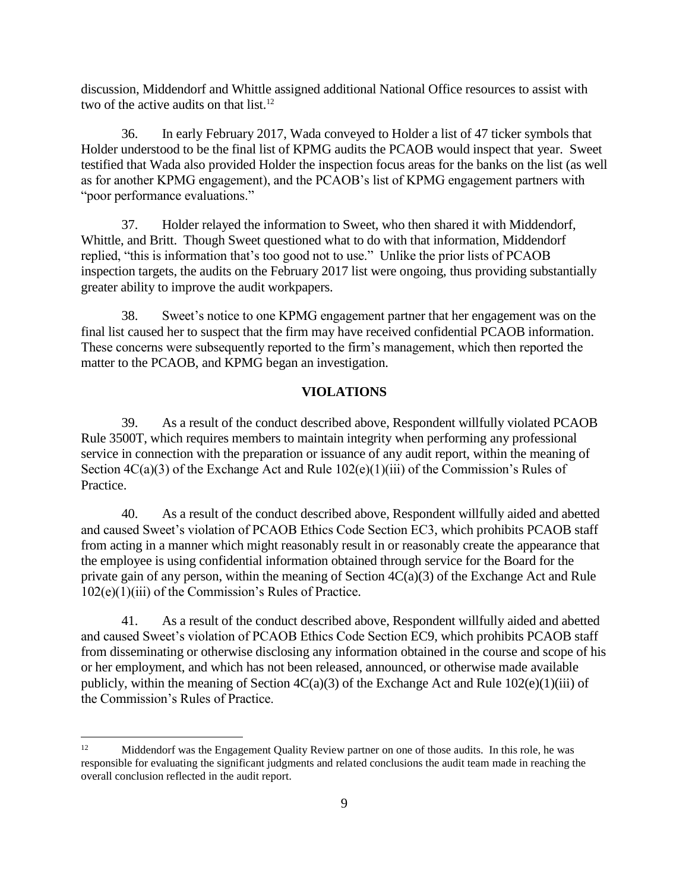discussion, Middendorf and Whittle assigned additional National Office resources to assist with two of the active audits on that list.[12]

36. In early February 2017, Wada conveyed to Holder a list of 47 ticker symbols that Holder understood to be the final list of KPMG audits the PCAOB would inspect that year. Sweet testified that Wada also provided Holder the inspection focus areas for the banks on the list (as well as for another KPMG engagement), and the PCAOB's list of KPMG engagement partners with "poor performance evaluations."

37. Holder relayed the information to Sweet, who then shared it with Middendorf, Whittle, and Britt. Though Sweet questioned what to do with that information, Middendorf replied, "this is information that's too good not to use." Unlike the prior lists of PCAOB inspection targets, the audits on the February 2017 list were ongoing, thus providing substantially greater ability to improve the audit workpapers.

38. Sweet's notice to one KPMG engagement partner that her engagement was on the final list caused her to suspect that the firm may have received confidential PCAOB information. These concerns were subsequently reported to the firm's management, which then reported the matter to the PCAOB, and KPMG began an investigation.

## VIOLATIONS

39. As a result of the conduct described above, Respondent willfully violated PCAOB Rule 3500T, which requires members to maintain integrity when performing any professional service in connection with the preparation or issuance of any audit report, within the meaning of Section 4C(a)(3) of the Exchange Act and Rule 102(e)(1)(iii) of the Commission's Rules of Practice.

40. As a result of the conduct described above, Respondent willfully aided and abetted and caused Sweet's violation of PCAOB Ethics Code Section EC3, which prohibits PCAOB staff from acting in a manner which might reasonably result in or reasonably create the appearance that the employee is using confidential information obtained through service for the Board for the private gain of any person, within the meaning of Section 4C(a)(3) of the Exchange Act and Rule 102(e)(1)(iii) of the Commission's Rules of Practice.

41. As a result of the conduct described above, Respondent willfully aided and abetted and caused Sweet's violation of PCAOB Ethics Code Section EC9, which prohibits PCAOB staff from disseminating or otherwise disclosing any information obtained in the course and scope of his or her employment, and which has not been released, announced, or otherwise made available publicly, within the meaning of Section 4C(a)(3) of the Exchange Act and Rule 102(e)(1)(iii) of the Commission's Rules of Practice.

[12] Middendorf was the Engagement Quality Review partner on one of those audits. In this role, he was responsible for evaluating the significant judgments and related conclusions the audit team made in reaching the overall conclusion reflected in the audit report.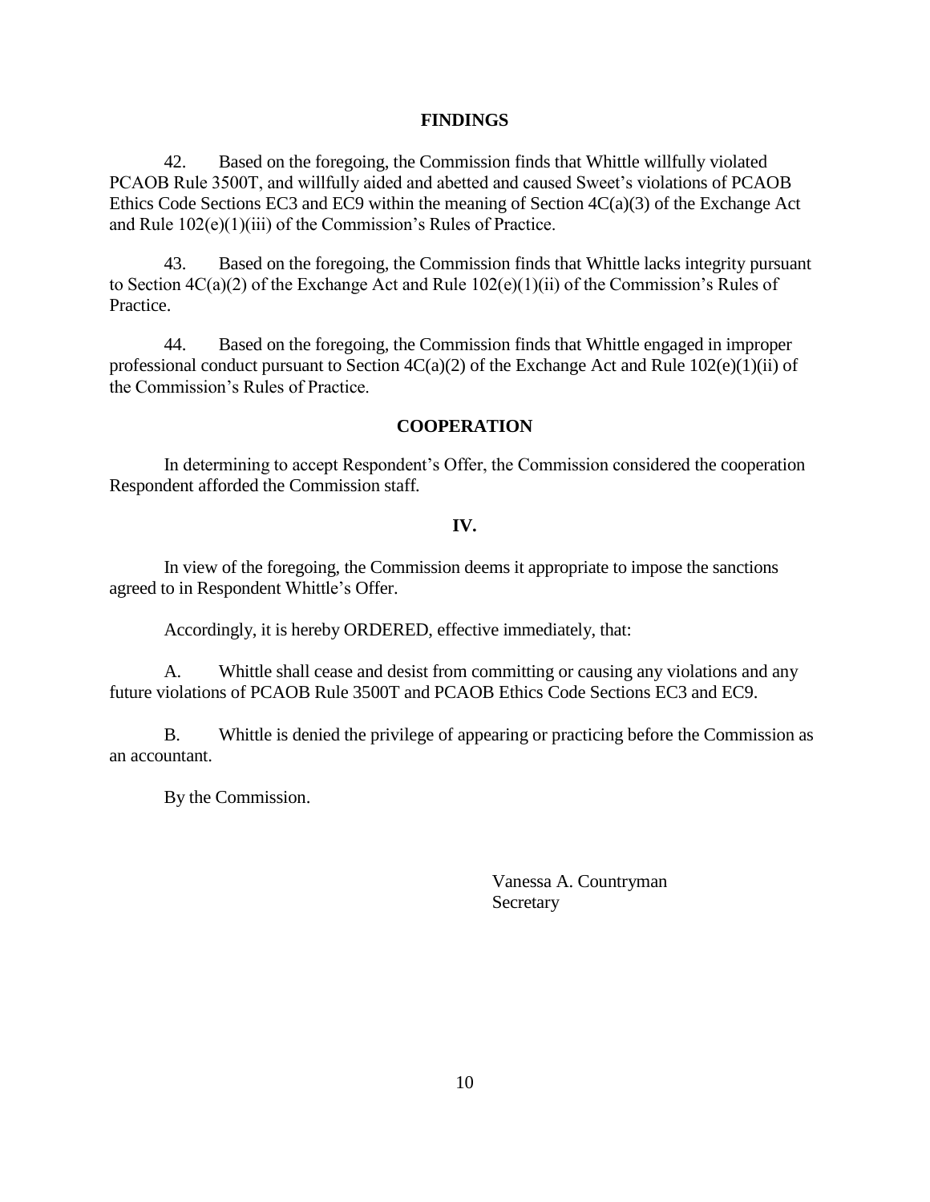## FINDINGS

42. Based on the foregoing, the Commission finds that Whittle willfully violated PCAOB Rule 3500T, and willfully aided and abetted and caused Sweet's violations of PCAOB Ethics Code Sections EC3 and EC9 within the meaning of Section 4C(a)(3) of the Exchange Act and Rule 102(e)(1)(iii) of the Commission's Rules of Practice.

43. Based on the foregoing, the Commission finds that Whittle lacks integrity pursuant to Section 4C(a)(2) of the Exchange Act and Rule 102(e)(1)(ii) of the Commission's Rules of Practice.

44. Based on the foregoing, the Commission finds that Whittle engaged in improper professional conduct pursuant to Section 4C(a)(2) of the Exchange Act and Rule 102(e)(1)(ii) of the Commission's Rules of Practice.

## COOPERATION

In determining to accept Respondent's Offer, the Commission considered the cooperation Respondent afforded the Commission staff.

## IV.

In view of the foregoing, the Commission deems it appropriate to impose the sanctions agreed to in Respondent Whittle's Offer.

Accordingly, it is hereby ORDERED, effective immediately, that:

A. Whittle shall cease and desist from committing or causing any violations and any future violations of PCAOB Rule 3500T and PCAOB Ethics Code Sections EC3 and EC9.

B. Whittle is denied the privilege of appearing or practicing before the Commission as an accountant.

By the Commission.

Vanessa A. Countryman
Secretary